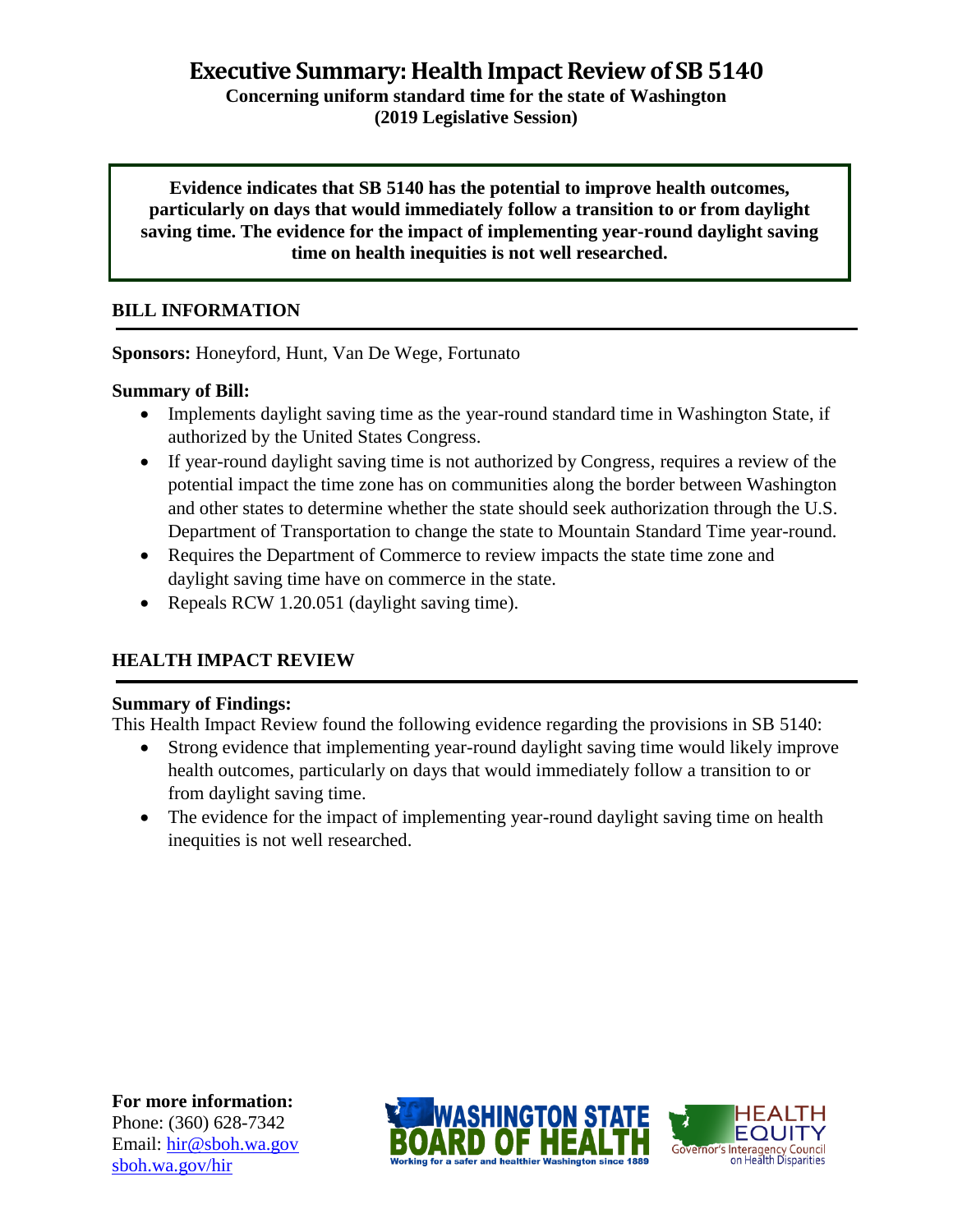# Executive Summary: Health Impact Review of SB 5140

**Concerning uniform standard time for the state of Washington**
**(2019 Legislative Session)**

**Evidence indicates that SB 5140 has the potential to improve health outcomes, particularly on days that would immediately follow a transition to or from daylight saving time. The evidence for the impact of implementing year-round daylight saving time on health inequities is not well researched.**

## BILL INFORMATION

**Sponsors:** Honeyford, Hunt, Van De Wege, Fortunato

**Summary of Bill:**

- Implements daylight saving time as the year-round standard time in Washington State, if authorized by the United States Congress.
- If year-round daylight saving time is not authorized by Congress, requires a review of the potential impact the time zone has on communities along the border between Washington and other states to determine whether the state should seek authorization through the U.S. Department of Transportation to change the state to Mountain Standard Time year-round.
- Requires the Department of Commerce to review impacts the state time zone and daylight saving time have on commerce in the state.
- Repeals RCW 1.20.051 (daylight saving time).

## HEALTH IMPACT REVIEW

**Summary of Findings:**

This Health Impact Review found the following evidence regarding the provisions in SB 5140:

- Strong evidence that implementing year-round daylight saving time would likely improve health outcomes, particularly on days that would immediately follow a transition to or from daylight saving time.
- The evidence for the impact of implementing year-round daylight saving time on health inequities is not well researched.

**For more information:**
Phone: (360) 628-7342
Email: hir@sboh.wa.gov
sboh.wa.gov/hir

WASHINGTON STATE BOARD OF HEALTH — Working for a safer and healthier Washington since 1889

HEALTH EQUITY — Governor's Interagency Council on Health Disparities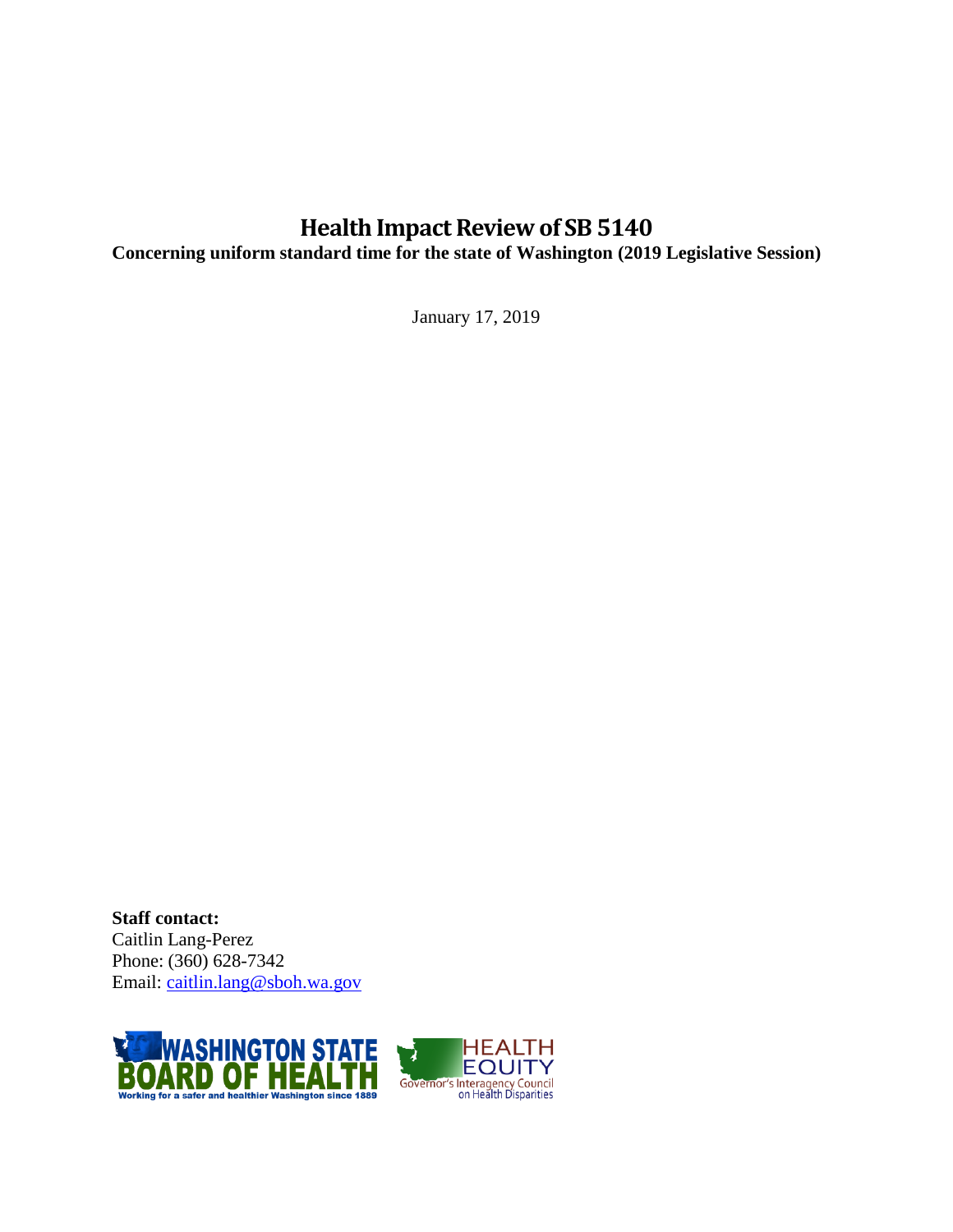# Health Impact Review of SB 5140

**Concerning uniform standard time for the state of Washington (2019 Legislative Session)**

January 17, 2019

**Staff contact:**
Caitlin Lang-Perez
Phone: (360) 628-7342
Email: caitlin.lang@sboh.wa.gov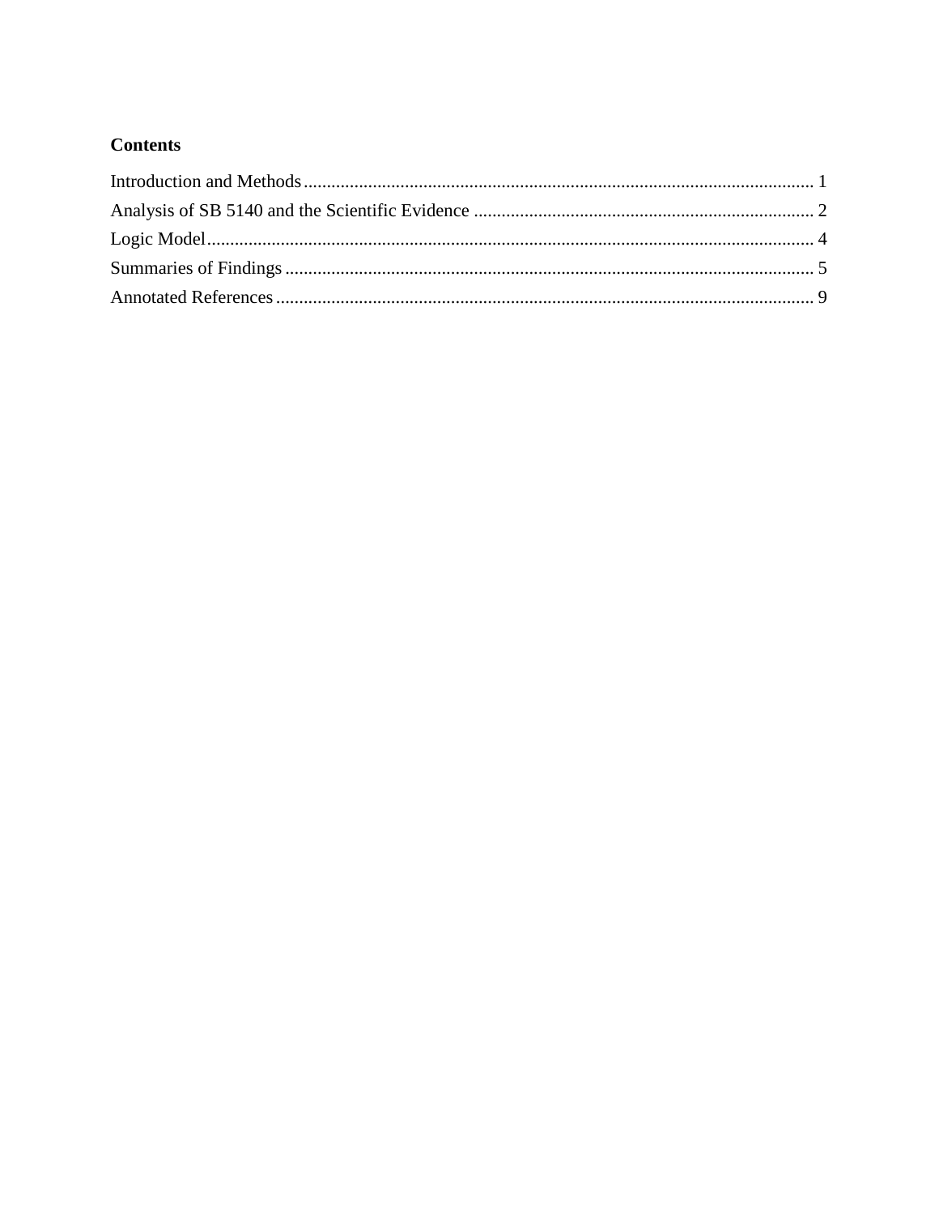**Contents**

Introduction and Methods ........................................................................................................ 1

Analysis of SB 5140 and the Scientific Evidence ........................................................................ 2

Logic Model ............................................................................................................................ 4

Summaries of Findings ............................................................................................................ 5

Annotated References ............................................................................................................. 9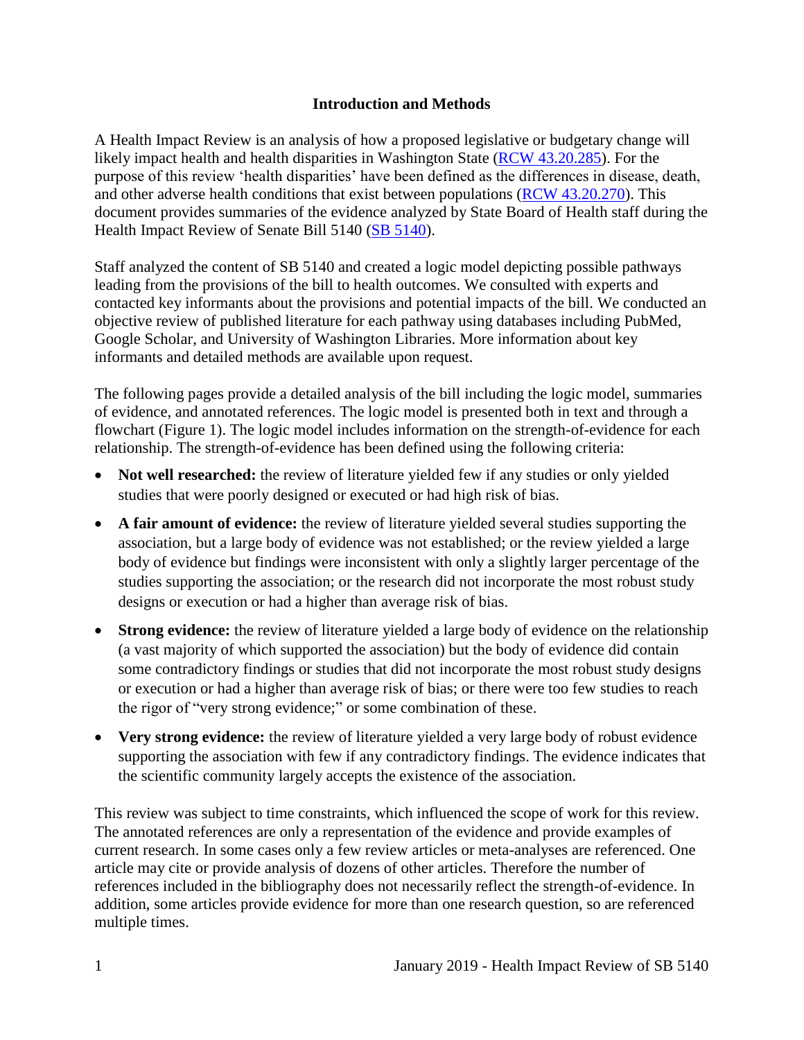## Introduction and Methods

A Health Impact Review is an analysis of how a proposed legislative or budgetary change will likely impact health and health disparities in Washington State (RCW 43.20.285). For the purpose of this review 'health disparities' have been defined as the differences in disease, death, and other adverse health conditions that exist between populations (RCW 43.20.270). This document provides summaries of the evidence analyzed by State Board of Health staff during the Health Impact Review of Senate Bill 5140 (SB 5140).

Staff analyzed the content of SB 5140 and created a logic model depicting possible pathways leading from the provisions of the bill to health outcomes. We consulted with experts and contacted key informants about the provisions and potential impacts of the bill. We conducted an objective review of published literature for each pathway using databases including PubMed, Google Scholar, and University of Washington Libraries. More information about key informants and detailed methods are available upon request.

The following pages provide a detailed analysis of the bill including the logic model, summaries of evidence, and annotated references. The logic model is presented both in text and through a flowchart (Figure 1). The logic model includes information on the strength-of-evidence for each relationship. The strength-of-evidence has been defined using the following criteria:

- **Not well researched:** the review of literature yielded few if any studies or only yielded studies that were poorly designed or executed or had high risk of bias.
- **A fair amount of evidence:** the review of literature yielded several studies supporting the association, but a large body of evidence was not established; or the review yielded a large body of evidence but findings were inconsistent with only a slightly larger percentage of the studies supporting the association; or the research did not incorporate the most robust study designs or execution or had a higher than average risk of bias.
- **Strong evidence:** the review of literature yielded a large body of evidence on the relationship (a vast majority of which supported the association) but the body of evidence did contain some contradictory findings or studies that did not incorporate the most robust study designs or execution or had a higher than average risk of bias; or there were too few studies to reach the rigor of "very strong evidence;" or some combination of these.
- **Very strong evidence:** the review of literature yielded a very large body of robust evidence supporting the association with few if any contradictory findings. The evidence indicates that the scientific community largely accepts the existence of the association.

This review was subject to time constraints, which influenced the scope of work for this review. The annotated references are only a representation of the evidence and provide examples of current research. In some cases only a few review articles or meta-analyses are referenced. One article may cite or provide analysis of dozens of other articles. Therefore the number of references included in the bibliography does not necessarily reflect the strength-of-evidence. In addition, some articles provide evidence for more than one research question, so are referenced multiple times.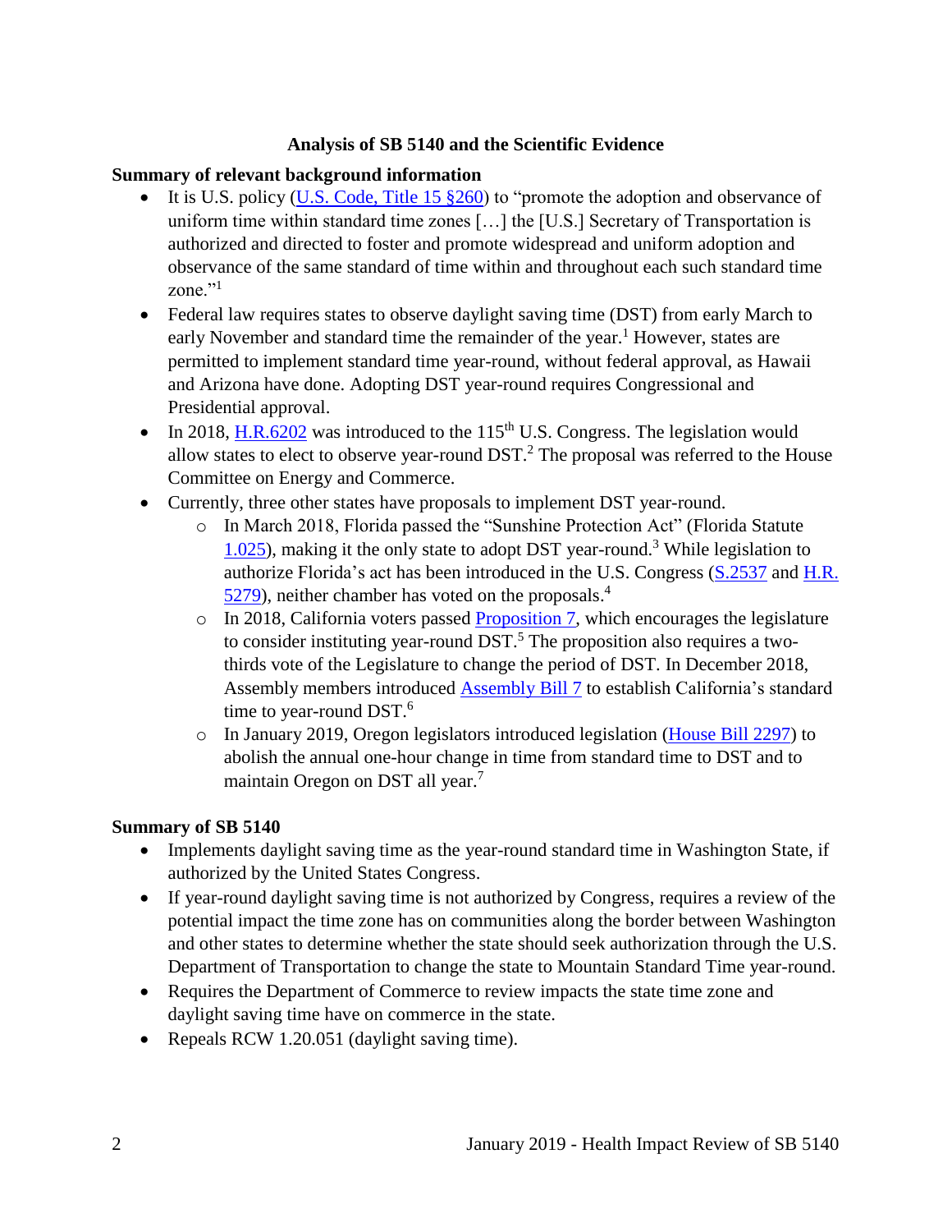## Analysis of SB 5140 and the Scientific Evidence

### Summary of relevant background information

- It is U.S. policy (U.S. Code, Title 15 §260) to "promote the adoption and observance of uniform time within standard time zones […] the [U.S.] Secretary of Transportation is authorized and directed to foster and promote widespread and uniform adoption and observance of the same standard of time within and throughout each such standard time zone."[1]
- Federal law requires states to observe daylight saving time (DST) from early March to early November and standard time the remainder of the year.[1] However, states are permitted to implement standard time year-round, without federal approval, as Hawaii and Arizona have done. Adopting DST year-round requires Congressional and Presidential approval.
- In 2018, H.R.6202 was introduced to the 115th U.S. Congress. The legislation would allow states to elect to observe year-round DST.[2] The proposal was referred to the House Committee on Energy and Commerce.
- Currently, three other states have proposals to implement DST year-round.
  - In March 2018, Florida passed the "Sunshine Protection Act" (Florida Statute 1.025), making it the only state to adopt DST year-round.[3] While legislation to authorize Florida's act has been introduced in the U.S. Congress (S.2537 and H.R. 5279), neither chamber has voted on the proposals.[4]
  - In 2018, California voters passed Proposition 7, which encourages the legislature to consider instituting year-round DST.[5] The proposition also requires a two-thirds vote of the Legislature to change the period of DST. In December 2018, Assembly members introduced Assembly Bill 7 to establish California's standard time to year-round DST.[6]
  - In January 2019, Oregon legislators introduced legislation (House Bill 2297) to abolish the annual one-hour change in time from standard time to DST and to maintain Oregon on DST all year.[7]

### Summary of SB 5140

- Implements daylight saving time as the year-round standard time in Washington State, if authorized by the United States Congress.
- If year-round daylight saving time is not authorized by Congress, requires a review of the potential impact the time zone has on communities along the border between Washington and other states to determine whether the state should seek authorization through the U.S. Department of Transportation to change the state to Mountain Standard Time year-round.
- Requires the Department of Commerce to review impacts the state time zone and daylight saving time have on commerce in the state.
- Repeals RCW 1.20.051 (daylight saving time).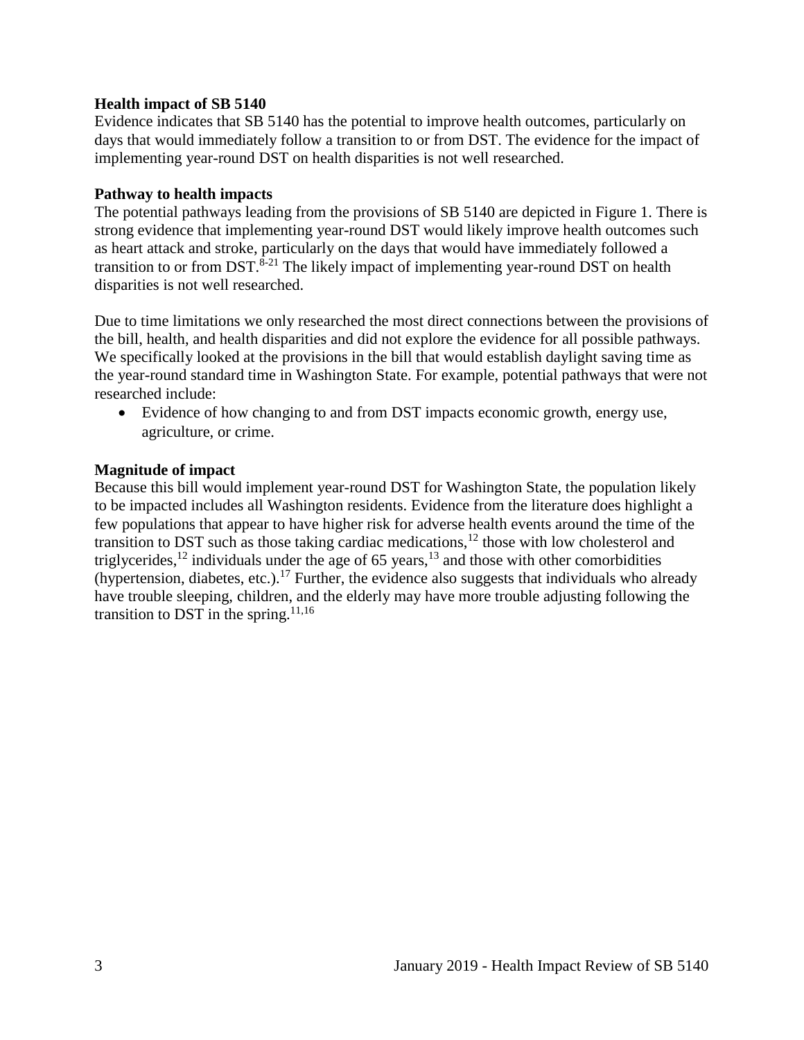**Health impact of SB 5140**

Evidence indicates that SB 5140 has the potential to improve health outcomes, particularly on days that would immediately follow a transition to or from DST. The evidence for the impact of implementing year-round DST on health disparities is not well researched.

**Pathway to health impacts**

The potential pathways leading from the provisions of SB 5140 are depicted in Figure 1. There is strong evidence that implementing year-round DST would likely improve health outcomes such as heart attack and stroke, particularly on the days that would have immediately followed a transition to or from DST.[8-21] The likely impact of implementing year-round DST on health disparities is not well researched.

Due to time limitations we only researched the most direct connections between the provisions of the bill, health, and health disparities and did not explore the evidence for all possible pathways. We specifically looked at the provisions in the bill that would establish daylight saving time as the year-round standard time in Washington State. For example, potential pathways that were not researched include:

- Evidence of how changing to and from DST impacts economic growth, energy use, agriculture, or crime.

**Magnitude of impact**

Because this bill would implement year-round DST for Washington State, the population likely to be impacted includes all Washington residents. Evidence from the literature does highlight a few populations that appear to have higher risk for adverse health events around the time of the transition to DST such as those taking cardiac medications,[12] those with low cholesterol and triglycerides,[12] individuals under the age of 65 years,[13] and those with other comorbidities (hypertension, diabetes, etc.).[17] Further, the evidence also suggests that individuals who already have trouble sleeping, children, and the elderly may have more trouble adjusting following the transition to DST in the spring.[11,16]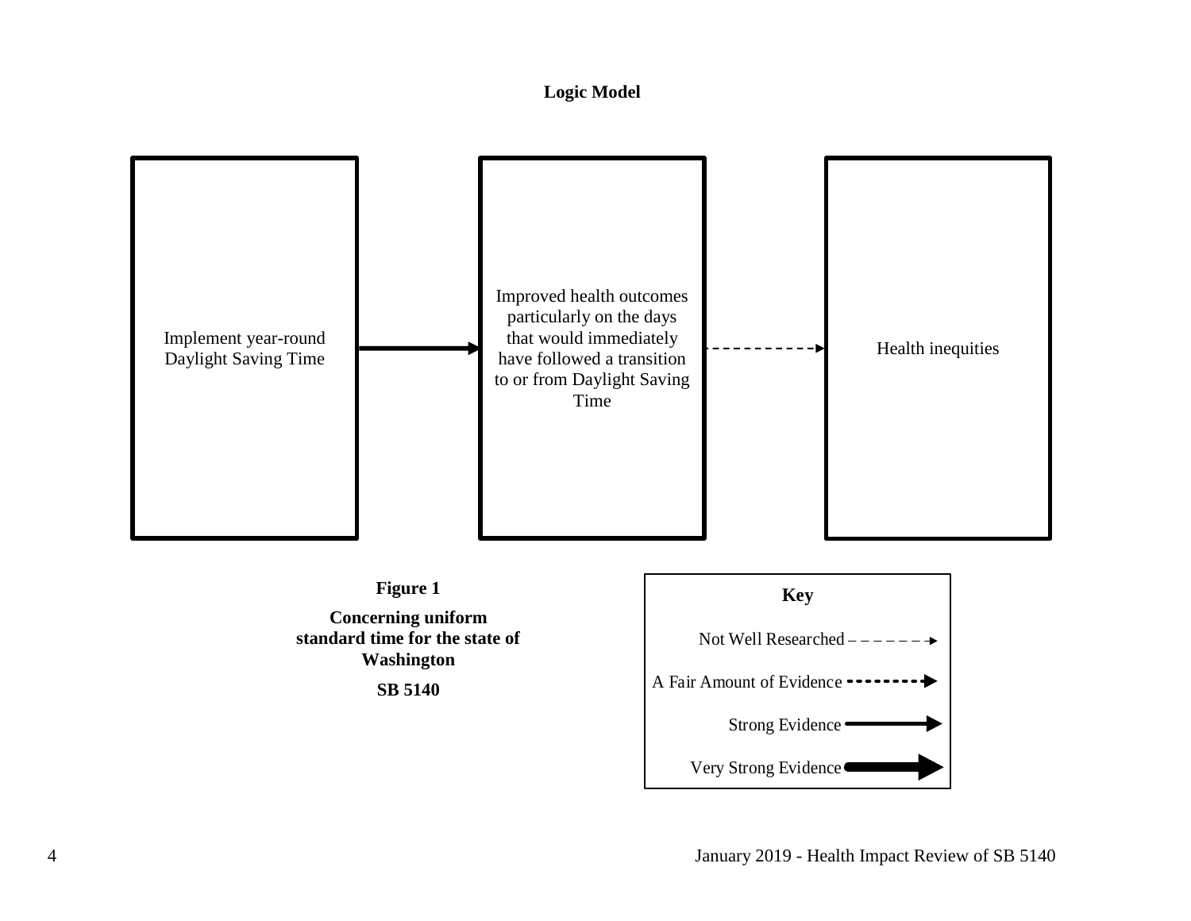**Logic Model**

Implement year-round Daylight Saving Time

Improved health outcomes particularly on the days that would immediately have followed a transition to or from Daylight Saving Time

Health inequities

**Figure 1**

**Concerning uniform standard time for the state of Washington**

**SB 5140**

**Key**

Not Well Researched

A Fair Amount of Evidence

Strong Evidence

Very Strong Evidence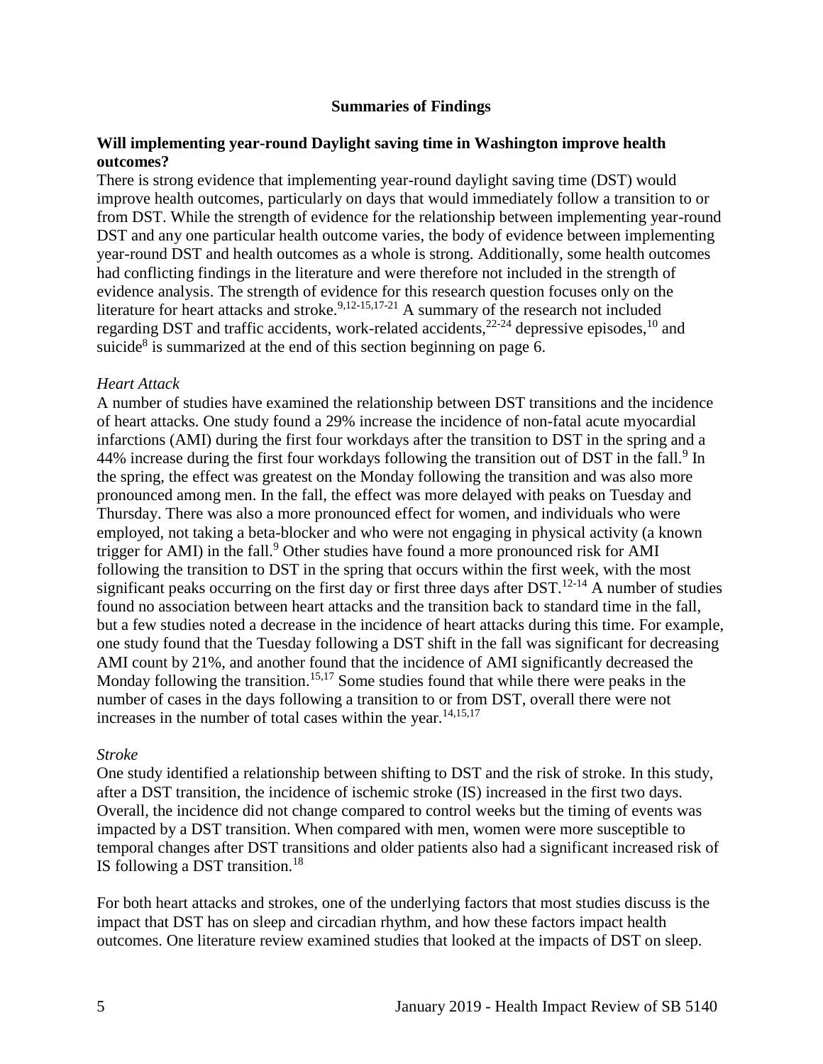## Summaries of Findings

### Will implementing year-round Daylight saving time in Washington improve health outcomes?

There is strong evidence that implementing year-round daylight saving time (DST) would improve health outcomes, particularly on days that would immediately follow a transition to or from DST. While the strength of evidence for the relationship between implementing year-round DST and any one particular health outcome varies, the body of evidence between implementing year-round DST and health outcomes as a whole is strong. Additionally, some health outcomes had conflicting findings in the literature and were therefore not included in the strength of evidence analysis. The strength of evidence for this research question focuses only on the literature for heart attacks and stroke.[9,12-15,17-21] A summary of the research not included regarding DST and traffic accidents, work-related accidents,[22-24] depressive episodes,[10] and suicide[8] is summarized at the end of this section beginning on page 6.

*Heart Attack*

A number of studies have examined the relationship between DST transitions and the incidence of heart attacks. One study found a 29% increase the incidence of non-fatal acute myocardial infarctions (AMI) during the first four workdays after the transition to DST in the spring and a 44% increase during the first four workdays following the transition out of DST in the fall.[9] In the spring, the effect was greatest on the Monday following the transition and was also more pronounced among men. In the fall, the effect was more delayed with peaks on Tuesday and Thursday. There was also a more pronounced effect for women, and individuals who were employed, not taking a beta-blocker and who were not engaging in physical activity (a known trigger for AMI) in the fall.[9] Other studies have found a more pronounced risk for AMI following the transition to DST in the spring that occurs within the first week, with the most significant peaks occurring on the first day or first three days after DST.[12-14] A number of studies found no association between heart attacks and the transition back to standard time in the fall, but a few studies noted a decrease in the incidence of heart attacks during this time. For example, one study found that the Tuesday following a DST shift in the fall was significant for decreasing AMI count by 21%, and another found that the incidence of AMI significantly decreased the Monday following the transition.[15,17] Some studies found that while there were peaks in the number of cases in the days following a transition to or from DST, overall there were not increases in the number of total cases within the year.[14,15,17]

*Stroke*

One study identified a relationship between shifting to DST and the risk of stroke. In this study, after a DST transition, the incidence of ischemic stroke (IS) increased in the first two days. Overall, the incidence did not change compared to control weeks but the timing of events was impacted by a DST transition. When compared with men, women were more susceptible to temporal changes after DST transitions and older patients also had a significant increased risk of IS following a DST transition.[18]

For both heart attacks and strokes, one of the underlying factors that most studies discuss is the impact that DST has on sleep and circadian rhythm, and how these factors impact health outcomes. One literature review examined studies that looked at the impacts of DST on sleep.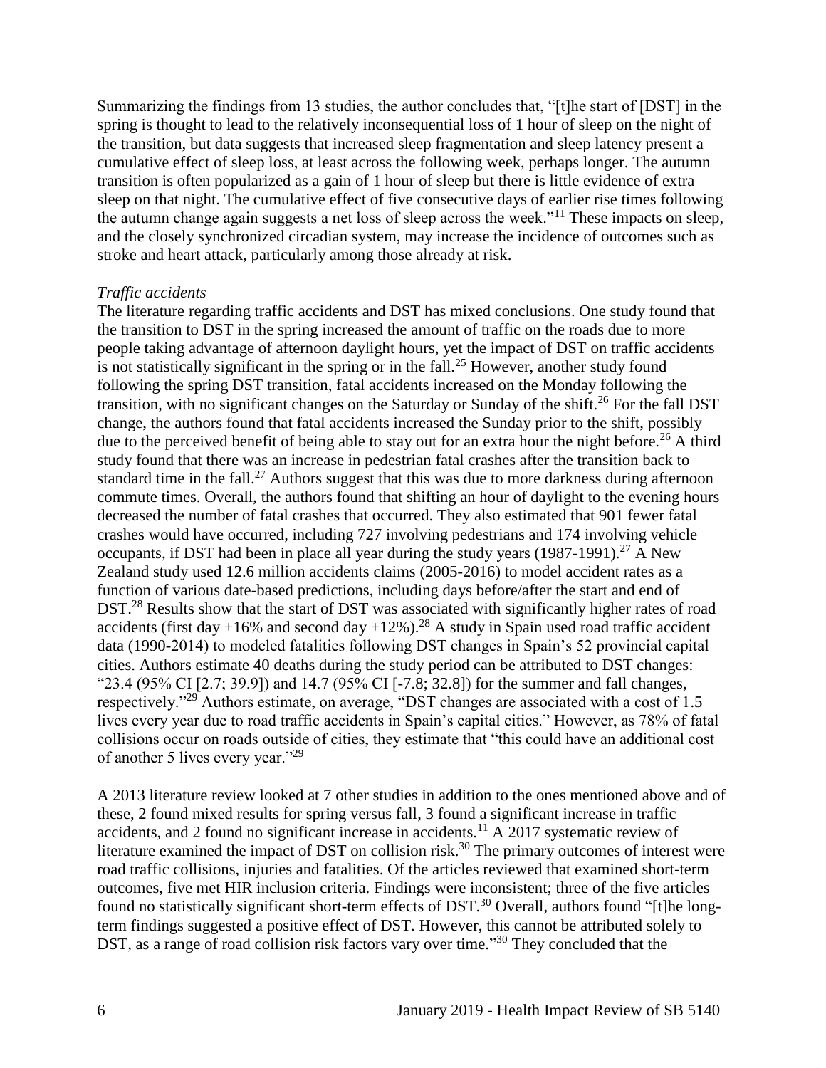Summarizing the findings from 13 studies, the author concludes that, "[t]he start of [DST] in the spring is thought to lead to the relatively inconsequential loss of 1 hour of sleep on the night of the transition, but data suggests that increased sleep fragmentation and sleep latency present a cumulative effect of sleep loss, at least across the following week, perhaps longer. The autumn transition is often popularized as a gain of 1 hour of sleep but there is little evidence of extra sleep on that night. The cumulative effect of five consecutive days of earlier rise times following the autumn change again suggests a net loss of sleep across the week."[11] These impacts on sleep, and the closely synchronized circadian system, may increase the incidence of outcomes such as stroke and heart attack, particularly among those already at risk.

*Traffic accidents*

The literature regarding traffic accidents and DST has mixed conclusions. One study found that the transition to DST in the spring increased the amount of traffic on the roads due to more people taking advantage of afternoon daylight hours, yet the impact of DST on traffic accidents is not statistically significant in the spring or in the fall.[25] However, another study found following the spring DST transition, fatal accidents increased on the Monday following the transition, with no significant changes on the Saturday or Sunday of the shift.[26] For the fall DST change, the authors found that fatal accidents increased the Sunday prior to the shift, possibly due to the perceived benefit of being able to stay out for an extra hour the night before.[26] A third study found that there was an increase in pedestrian fatal crashes after the transition back to standard time in the fall.[27] Authors suggest that this was due to more darkness during afternoon commute times. Overall, the authors found that shifting an hour of daylight to the evening hours decreased the number of fatal crashes that occurred. They also estimated that 901 fewer fatal crashes would have occurred, including 727 involving pedestrians and 174 involving vehicle occupants, if DST had been in place all year during the study years (1987-1991).[27] A New Zealand study used 12.6 million accidents claims (2005-2016) to model accident rates as a function of various date-based predictions, including days before/after the start and end of DST.[28] Results show that the start of DST was associated with significantly higher rates of road accidents (first day +16% and second day +12%).[28] A study in Spain used road traffic accident data (1990-2014) to modeled fatalities following DST changes in Spain's 52 provincial capital cities. Authors estimate 40 deaths during the study period can be attributed to DST changes: "23.4 (95% CI [2.7; 39.9]) and 14.7 (95% CI [-7.8; 32.8]) for the summer and fall changes, respectively."[29] Authors estimate, on average, "DST changes are associated with a cost of 1.5 lives every year due to road traffic accidents in Spain's capital cities." However, as 78% of fatal collisions occur on roads outside of cities, they estimate that "this could have an additional cost of another 5 lives every year."[29]

A 2013 literature review looked at 7 other studies in addition to the ones mentioned above and of these, 2 found mixed results for spring versus fall, 3 found a significant increase in traffic accidents, and 2 found no significant increase in accidents.[11] A 2017 systematic review of literature examined the impact of DST on collision risk.[30] The primary outcomes of interest were road traffic collisions, injuries and fatalities. Of the articles reviewed that examined short-term outcomes, five met HIR inclusion criteria. Findings were inconsistent; three of the five articles found no statistically significant short-term effects of DST.[30] Overall, authors found "[t]he long-term findings suggested a positive effect of DST. However, this cannot be attributed solely to DST, as a range of road collision risk factors vary over time."[30] They concluded that the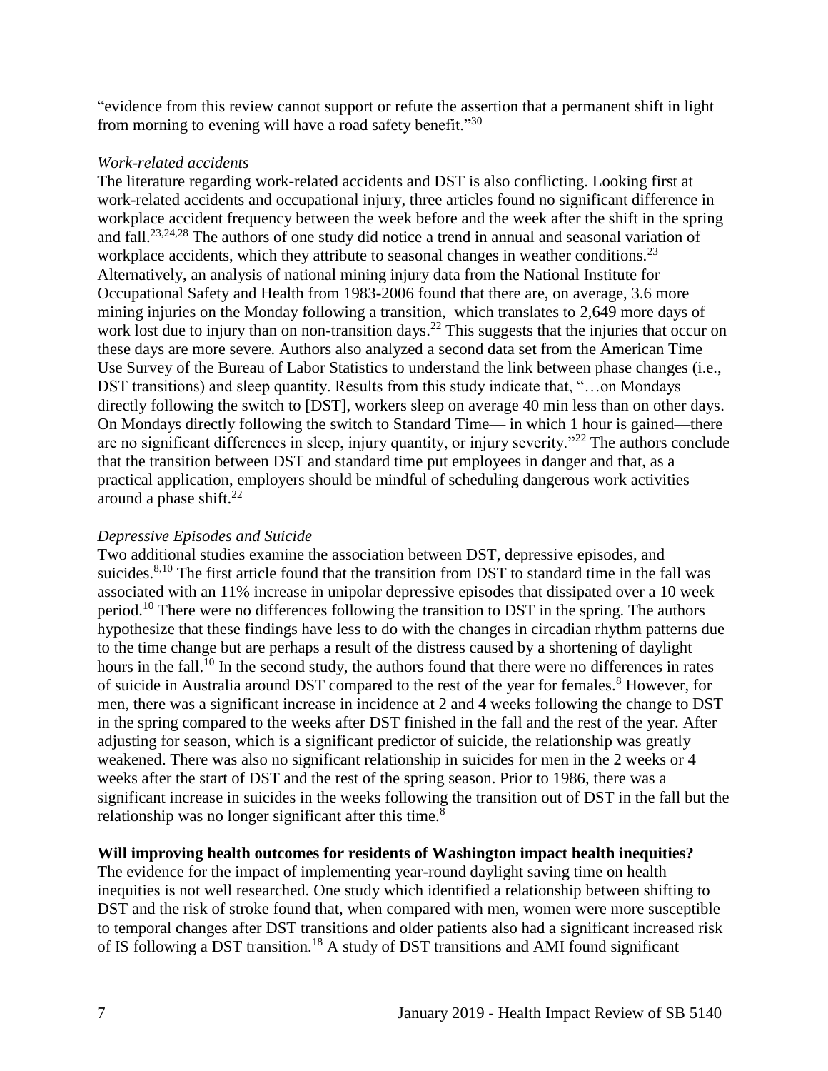"evidence from this review cannot support or refute the assertion that a permanent shift in light from morning to evening will have a road safety benefit."[30]

*Work-related accidents*

The literature regarding work-related accidents and DST is also conflicting. Looking first at work-related accidents and occupational injury, three articles found no significant difference in workplace accident frequency between the week before and the week after the shift in the spring and fall.[23,24,28] The authors of one study did notice a trend in annual and seasonal variation of workplace accidents, which they attribute to seasonal changes in weather conditions.[23] Alternatively, an analysis of national mining injury data from the National Institute for Occupational Safety and Health from 1983-2006 found that there are, on average, 3.6 more mining injuries on the Monday following a transition, which translates to 2,649 more days of work lost due to injury than on non-transition days.[22] This suggests that the injuries that occur on these days are more severe. Authors also analyzed a second data set from the American Time Use Survey of the Bureau of Labor Statistics to understand the link between phase changes (i.e., DST transitions) and sleep quantity. Results from this study indicate that, "…on Mondays directly following the switch to [DST], workers sleep on average 40 min less than on other days. On Mondays directly following the switch to Standard Time— in which 1 hour is gained—there are no significant differences in sleep, injury quantity, or injury severity."[22] The authors conclude that the transition between DST and standard time put employees in danger and that, as a practical application, employers should be mindful of scheduling dangerous work activities around a phase shift.[22]

*Depressive Episodes and Suicide*

Two additional studies examine the association between DST, depressive episodes, and suicides.[8,10] The first article found that the transition from DST to standard time in the fall was associated with an 11% increase in unipolar depressive episodes that dissipated over a 10 week period.[10] There were no differences following the transition to DST in the spring. The authors hypothesize that these findings have less to do with the changes in circadian rhythm patterns due to the time change but are perhaps a result of the distress caused by a shortening of daylight hours in the fall.[10] In the second study, the authors found that there were no differences in rates of suicide in Australia around DST compared to the rest of the year for females.[8] However, for men, there was a significant increase in incidence at 2 and 4 weeks following the change to DST in the spring compared to the weeks after DST finished in the fall and the rest of the year. After adjusting for season, which is a significant predictor of suicide, the relationship was greatly weakened. There was also no significant relationship in suicides for men in the 2 weeks or 4 weeks after the start of DST and the rest of the spring season. Prior to 1986, there was a significant increase in suicides in the weeks following the transition out of DST in the fall but the relationship was no longer significant after this time.[8]

**Will improving health outcomes for residents of Washington impact health inequities?**

The evidence for the impact of implementing year-round daylight saving time on health inequities is not well researched. One study which identified a relationship between shifting to DST and the risk of stroke found that, when compared with men, women were more susceptible to temporal changes after DST transitions and older patients also had a significant increased risk of IS following a DST transition.[18] A study of DST transitions and AMI found significant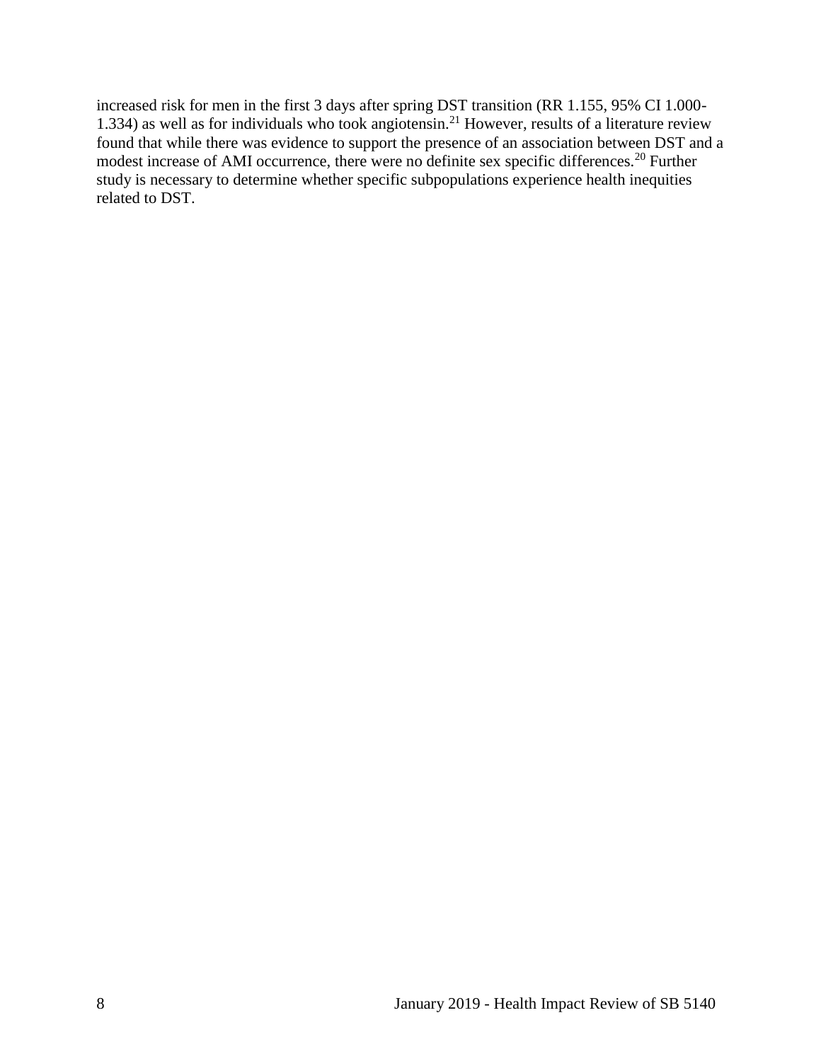increased risk for men in the first 3 days after spring DST transition (RR 1.155, 95% CI 1.000-1.334) as well as for individuals who took angiotensin.[21] However, results of a literature review found that while there was evidence to support the presence of an association between DST and a modest increase of AMI occurrence, there were no definite sex specific differences.[20] Further study is necessary to determine whether specific subpopulations experience health inequities related to DST.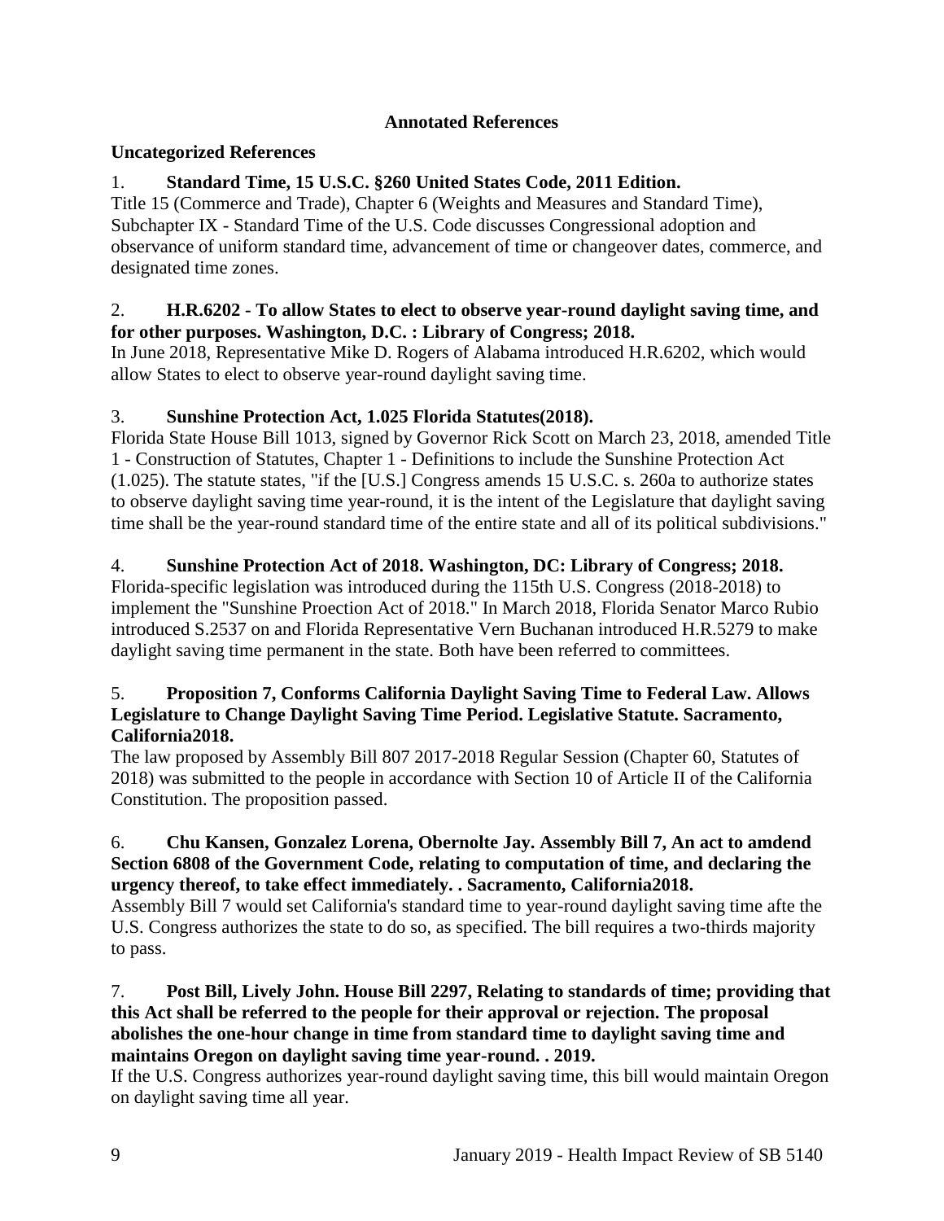## Annotated References

### Uncategorized References

1. **Standard Time, 15 U.S.C. §260 United States Code, 2011 Edition.**
Title 15 (Commerce and Trade), Chapter 6 (Weights and Measures and Standard Time), Subchapter IX - Standard Time of the U.S. Code discusses Congressional adoption and observance of uniform standard time, advancement of time or changeover dates, commerce, and designated time zones.

2. **H.R.6202 - To allow States to elect to observe year-round daylight saving time, and for other purposes. Washington, D.C. : Library of Congress; 2018.**
In June 2018, Representative Mike D. Rogers of Alabama introduced H.R.6202, which would allow States to elect to observe year-round daylight saving time.

3. **Sunshine Protection Act, 1.025 Florida Statutes(2018).**
Florida State House Bill 1013, signed by Governor Rick Scott on March 23, 2018, amended Title 1 - Construction of Statutes, Chapter 1 - Definitions to include the Sunshine Protection Act (1.025). The statute states, "if the [U.S.] Congress amends 15 U.S.C. s. 260a to authorize states to observe daylight saving time year-round, it is the intent of the Legislature that daylight saving time shall be the year-round standard time of the entire state and all of its political subdivisions."

4. **Sunshine Protection Act of 2018. Washington, DC: Library of Congress; 2018.**
Florida-specific legislation was introduced during the 115th U.S. Congress (2018-2018) to implement the "Sunshine Proection Act of 2018." In March 2018, Florida Senator Marco Rubio introduced S.2537 on and Florida Representative Vern Buchanan introduced H.R.5279 to make daylight saving time permanent in the state. Both have been referred to committees.

5. **Proposition 7, Conforms California Daylight Saving Time to Federal Law. Allows Legislature to Change Daylight Saving Time Period. Legislative Statute. Sacramento, California2018.**
The law proposed by Assembly Bill 807 2017-2018 Regular Session (Chapter 60, Statutes of 2018) was submitted to the people in accordance with Section 10 of Article II of the California Constitution. The proposition passed.

6. **Chu Kansen, Gonzalez Lorena, Obernolte Jay. Assembly Bill 7, An act to amdend Section 6808 of the Government Code, relating to computation of time, and declaring the urgency thereof, to take effect immediately. . Sacramento, California2018.**
Assembly Bill 7 would set California's standard time to year-round daylight saving time afte the U.S. Congress authorizes the state to do so, as specified. The bill requires a two-thirds majority to pass.

7. **Post Bill, Lively John. House Bill 2297, Relating to standards of time; providing that this Act shall be referred to the people for their approval or rejection. The proposal abolishes the one-hour change in time from standard time to daylight saving time and maintains Oregon on daylight saving time year-round. . 2019.**
If the U.S. Congress authorizes year-round daylight saving time, this bill would maintain Oregon on daylight saving time all year.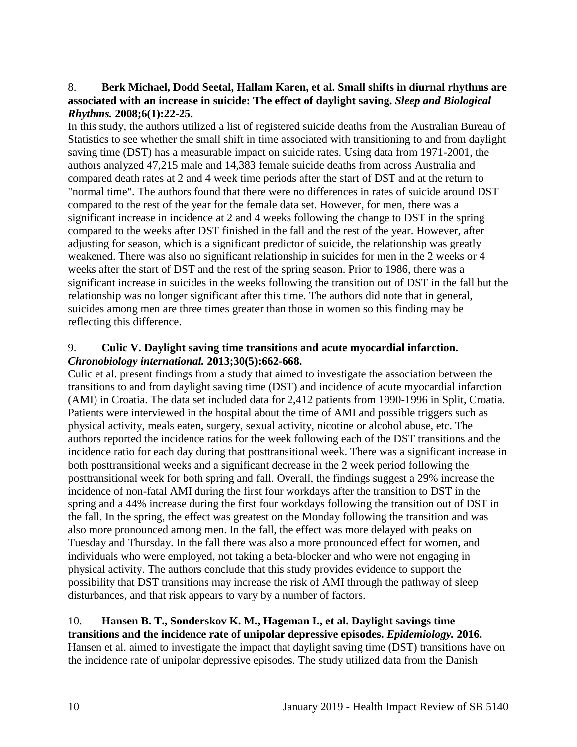8. **Berk Michael, Dodd Seetal, Hallam Karen, et al. Small shifts in diurnal rhythms are associated with an increase in suicide: The effect of daylight saving. *Sleep and Biological Rhythms.* 2008;6(1):22-25.**

In this study, the authors utilized a list of registered suicide deaths from the Australian Bureau of Statistics to see whether the small shift in time associated with transitioning to and from daylight saving time (DST) has a measurable impact on suicide rates. Using data from 1971-2001, the authors analyzed 47,215 male and 14,383 female suicide deaths from across Australia and compared death rates at 2 and 4 week time periods after the start of DST and at the return to "normal time". The authors found that there were no differences in rates of suicide around DST compared to the rest of the year for the female data set. However, for men, there was a significant increase in incidence at 2 and 4 weeks following the change to DST in the spring compared to the weeks after DST finished in the fall and the rest of the year. However, after adjusting for season, which is a significant predictor of suicide, the relationship was greatly weakened. There was also no significant relationship in suicides for men in the 2 weeks or 4 weeks after the start of DST and the rest of the spring season. Prior to 1986, there was a significant increase in suicides in the weeks following the transition out of DST in the fall but the relationship was no longer significant after this time. The authors did note that in general, suicides among men are three times greater than those in women so this finding may be reflecting this difference.

9. **Culic V. Daylight saving time transitions and acute myocardial infarction. *Chronobiology international.* 2013;30(5):662-668.**

Culic et al. present findings from a study that aimed to investigate the association between the transitions to and from daylight saving time (DST) and incidence of acute myocardial infarction (AMI) in Croatia. The data set included data for 2,412 patients from 1990-1996 in Split, Croatia. Patients were interviewed in the hospital about the time of AMI and possible triggers such as physical activity, meals eaten, surgery, sexual activity, nicotine or alcohol abuse, etc. The authors reported the incidence ratios for the week following each of the DST transitions and the incidence ratio for each day during that posttransitional week. There was a significant increase in both posttransitional weeks and a significant decrease in the 2 week period following the posttransitional week for both spring and fall. Overall, the findings suggest a 29% increase the incidence of non-fatal AMI during the first four workdays after the transition to DST in the spring and a 44% increase during the first four workdays following the transition out of DST in the fall. In the spring, the effect was greatest on the Monday following the transition and was also more pronounced among men. In the fall, the effect was more delayed with peaks on Tuesday and Thursday. In the fall there was also a more pronounced effect for women, and individuals who were employed, not taking a beta-blocker and who were not engaging in physical activity. The authors conclude that this study provides evidence to support the possibility that DST transitions may increase the risk of AMI through the pathway of sleep disturbances, and that risk appears to vary by a number of factors.

10. **Hansen B. T., Sonderskov K. M., Hageman I., et al. Daylight savings time transitions and the incidence rate of unipolar depressive episodes. *Epidemiology.* 2016.**

Hansen et al. aimed to investigate the impact that daylight saving time (DST) transitions have on the incidence rate of unipolar depressive episodes. The study utilized data from the Danish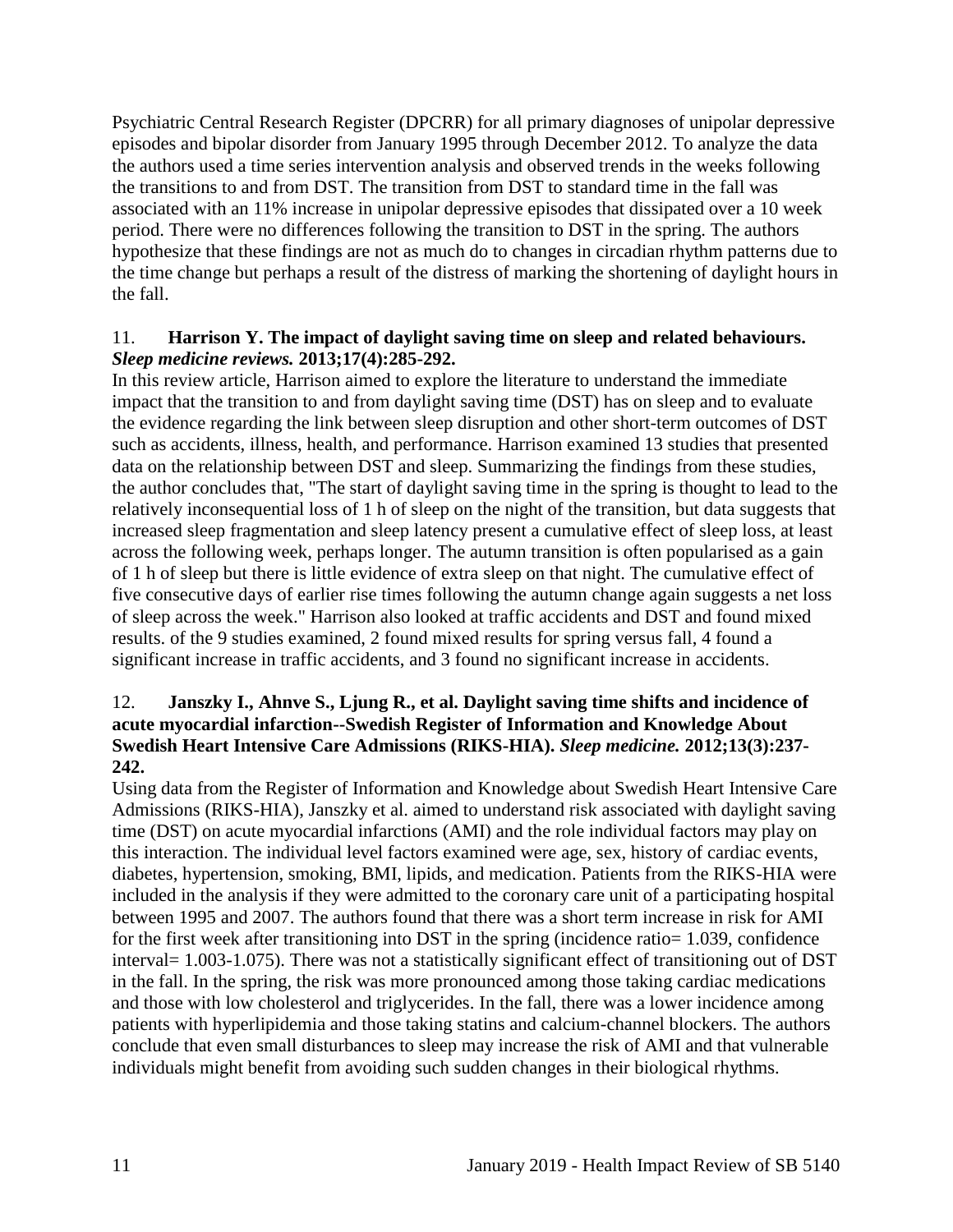Psychiatric Central Research Register (DPCRR) for all primary diagnoses of unipolar depressive episodes and bipolar disorder from January 1995 through December 2012. To analyze the data the authors used a time series intervention analysis and observed trends in the weeks following the transitions to and from DST. The transition from DST to standard time in the fall was associated with an 11% increase in unipolar depressive episodes that dissipated over a 10 week period. There were no differences following the transition to DST in the spring. The authors hypothesize that these findings are not as much do to changes in circadian rhythm patterns due to the time change but perhaps a result of the distress of marking the shortening of daylight hours in the fall.

11. **Harrison Y. The impact of daylight saving time on sleep and related behaviours.** ***Sleep medicine reviews.*** **2013;17(4):285-292.**

In this review article, Harrison aimed to explore the literature to understand the immediate impact that the transition to and from daylight saving time (DST) has on sleep and to evaluate the evidence regarding the link between sleep disruption and other short-term outcomes of DST such as accidents, illness, health, and performance. Harrison examined 13 studies that presented data on the relationship between DST and sleep. Summarizing the findings from these studies, the author concludes that, "The start of daylight saving time in the spring is thought to lead to the relatively inconsequential loss of 1 h of sleep on the night of the transition, but data suggests that increased sleep fragmentation and sleep latency present a cumulative effect of sleep loss, at least across the following week, perhaps longer. The autumn transition is often popularised as a gain of 1 h of sleep but there is little evidence of extra sleep on that night. The cumulative effect of five consecutive days of earlier rise times following the autumn change again suggests a net loss of sleep across the week." Harrison also looked at traffic accidents and DST and found mixed results. of the 9 studies examined, 2 found mixed results for spring versus fall, 4 found a significant increase in traffic accidents, and 3 found no significant increase in accidents.

12. **Janszky I., Ahnve S., Ljung R., et al. Daylight saving time shifts and incidence of acute myocardial infarction--Swedish Register of Information and Knowledge About Swedish Heart Intensive Care Admissions (RIKS-HIA).** ***Sleep medicine.*** **2012;13(3):237-242.**

Using data from the Register of Information and Knowledge about Swedish Heart Intensive Care Admissions (RIKS-HIA), Janszky et al. aimed to understand risk associated with daylight saving time (DST) on acute myocardial infarctions (AMI) and the role individual factors may play on this interaction. The individual level factors examined were age, sex, history of cardiac events, diabetes, hypertension, smoking, BMI, lipids, and medication. Patients from the RIKS-HIA were included in the analysis if they were admitted to the coronary care unit of a participating hospital between 1995 and 2007. The authors found that there was a short term increase in risk for AMI for the first week after transitioning into DST in the spring (incidence ratio= 1.039, confidence interval= 1.003-1.075). There was not a statistically significant effect of transitioning out of DST in the fall. In the spring, the risk was more pronounced among those taking cardiac medications and those with low cholesterol and triglycerides. In the fall, there was a lower incidence among patients with hyperlipidemia and those taking statins and calcium-channel blockers. The authors conclude that even small disturbances to sleep may increase the risk of AMI and that vulnerable individuals might benefit from avoiding such sudden changes in their biological rhythms.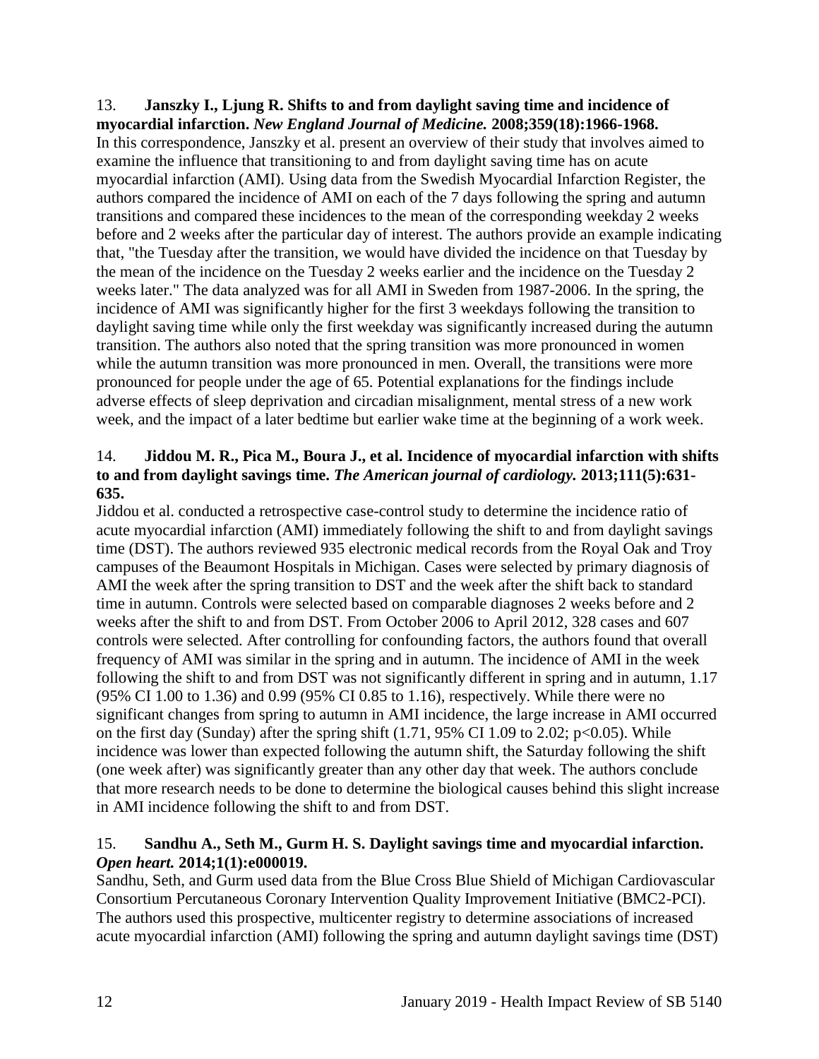13. **Janszky I., Ljung R. Shifts to and from daylight saving time and incidence of myocardial infarction.** ***New England Journal of Medicine.*** **2008;359(18):1966-1968.**
In this correspondence, Janszky et al. present an overview of their study that involves aimed to examine the influence that transitioning to and from daylight saving time has on acute myocardial infarction (AMI). Using data from the Swedish Myocardial Infarction Register, the authors compared the incidence of AMI on each of the 7 days following the spring and autumn transitions and compared these incidences to the mean of the corresponding weekday 2 weeks before and 2 weeks after the particular day of interest. The authors provide an example indicating that, "the Tuesday after the transition, we would have divided the incidence on that Tuesday by the mean of the incidence on the Tuesday 2 weeks earlier and the incidence on the Tuesday 2 weeks later." The data analyzed was for all AMI in Sweden from 1987-2006. In the spring, the incidence of AMI was significantly higher for the first 3 weekdays following the transition to daylight saving time while only the first weekday was significantly increased during the autumn transition. The authors also noted that the spring transition was more pronounced in women while the autumn transition was more pronounced in men. Overall, the transitions were more pronounced for people under the age of 65. Potential explanations for the findings include adverse effects of sleep deprivation and circadian misalignment, mental stress of a new work week, and the impact of a later bedtime but earlier wake time at the beginning of a work week.

14. **Jiddou M. R., Pica M., Boura J., et al. Incidence of myocardial infarction with shifts to and from daylight savings time.** ***The American journal of cardiology.*** **2013;111(5):631-635.**
Jiddou et al. conducted a retrospective case-control study to determine the incidence ratio of acute myocardial infarction (AMI) immediately following the shift to and from daylight savings time (DST). The authors reviewed 935 electronic medical records from the Royal Oak and Troy campuses of the Beaumont Hospitals in Michigan. Cases were selected by primary diagnosis of AMI the week after the spring transition to DST and the week after the shift back to standard time in autumn. Controls were selected based on comparable diagnoses 2 weeks before and 2 weeks after the shift to and from DST. From October 2006 to April 2012, 328 cases and 607 controls were selected. After controlling for confounding factors, the authors found that overall frequency of AMI was similar in the spring and in autumn. The incidence of AMI in the week following the shift to and from DST was not significantly different in spring and in autumn, 1.17 (95% CI 1.00 to 1.36) and 0.99 (95% CI 0.85 to 1.16), respectively. While there were no significant changes from spring to autumn in AMI incidence, the large increase in AMI occurred on the first day (Sunday) after the spring shift (1.71, 95% CI 1.09 to 2.02; $p<0.05$). While incidence was lower than expected following the autumn shift, the Saturday following the shift (one week after) was significantly greater than any other day that week. The authors conclude that more research needs to be done to determine the biological causes behind this slight increase in AMI incidence following the shift to and from DST.

15. **Sandhu A., Seth M., Gurm H. S. Daylight savings time and myocardial infarction.** ***Open heart.*** **2014;1(1):e000019.**
Sandhu, Seth, and Gurm used data from the Blue Cross Blue Shield of Michigan Cardiovascular Consortium Percutaneous Coronary Intervention Quality Improvement Initiative (BMC2-PCI). The authors used this prospective, multicenter registry to determine associations of increased acute myocardial infarction (AMI) following the spring and autumn daylight savings time (DST)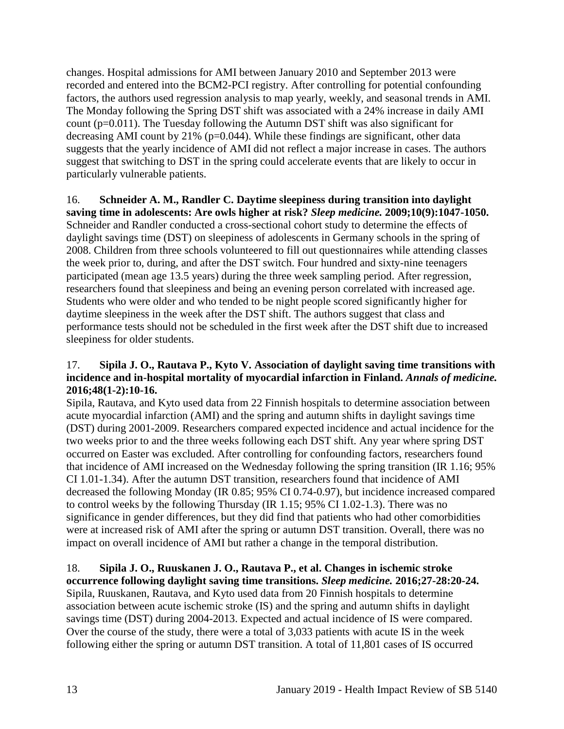changes. Hospital admissions for AMI between January 2010 and September 2013 were recorded and entered into the BCM2-PCI registry. After controlling for potential confounding factors, the authors used regression analysis to map yearly, weekly, and seasonal trends in AMI. The Monday following the Spring DST shift was associated with a 24% increase in daily AMI count (p=0.011). The Tuesday following the Autumn DST shift was also significant for decreasing AMI count by 21% (p=0.044). While these findings are significant, other data suggests that the yearly incidence of AMI did not reflect a major increase in cases. The authors suggest that switching to DST in the spring could accelerate events that are likely to occur in particularly vulnerable patients.

16. **Schneider A. M., Randler C. Daytime sleepiness during transition into daylight saving time in adolescents: Are owls higher at risk? *Sleep medicine.* 2009;10(9):1047-1050.**
Schneider and Randler conducted a cross-sectional cohort study to determine the effects of daylight savings time (DST) on sleepiness of adolescents in Germany schools in the spring of 2008. Children from three schools volunteered to fill out questionnaires while attending classes the week prior to, during, and after the DST switch. Four hundred and sixty-nine teenagers participated (mean age 13.5 years) during the three week sampling period. After regression, researchers found that sleepiness and being an evening person correlated with increased age. Students who were older and who tended to be night people scored significantly higher for daytime sleepiness in the week after the DST shift. The authors suggest that class and performance tests should not be scheduled in the first week after the DST shift due to increased sleepiness for older students.

17. **Sipila J. O., Rautava P., Kyto V. Association of daylight saving time transitions with incidence and in-hospital mortality of myocardial infarction in Finland. *Annals of medicine.* 2016;48(1-2):10-16.**
Sipila, Rautava, and Kyto used data from 22 Finnish hospitals to determine association between acute myocardial infarction (AMI) and the spring and autumn shifts in daylight savings time (DST) during 2001-2009. Researchers compared expected incidence and actual incidence for the two weeks prior to and the three weeks following each DST shift. Any year where spring DST occurred on Easter was excluded. After controlling for confounding factors, researchers found that incidence of AMI increased on the Wednesday following the spring transition (IR 1.16; 95% CI 1.01-1.34). After the autumn DST transition, researchers found that incidence of AMI decreased the following Monday (IR 0.85; 95% CI 0.74-0.97), but incidence increased compared to control weeks by the following Thursday (IR 1.15; 95% CI 1.02-1.3). There was no significance in gender differences, but they did find that patients who had other comorbidities were at increased risk of AMI after the spring or autumn DST transition. Overall, there was no impact on overall incidence of AMI but rather a change in the temporal distribution.

18. **Sipila J. O., Ruuskanen J. O., Rautava P., et al. Changes in ischemic stroke occurrence following daylight saving time transitions. *Sleep medicine.* 2016;27-28:20-24.**
Sipila, Ruuskanen, Rautava, and Kyto used data from 20 Finnish hospitals to determine association between acute ischemic stroke (IS) and the spring and autumn shifts in daylight savings time (DST) during 2004-2013. Expected and actual incidence of IS were compared. Over the course of the study, there were a total of 3,033 patients with acute IS in the week following either the spring or autumn DST transition. A total of 11,801 cases of IS occurred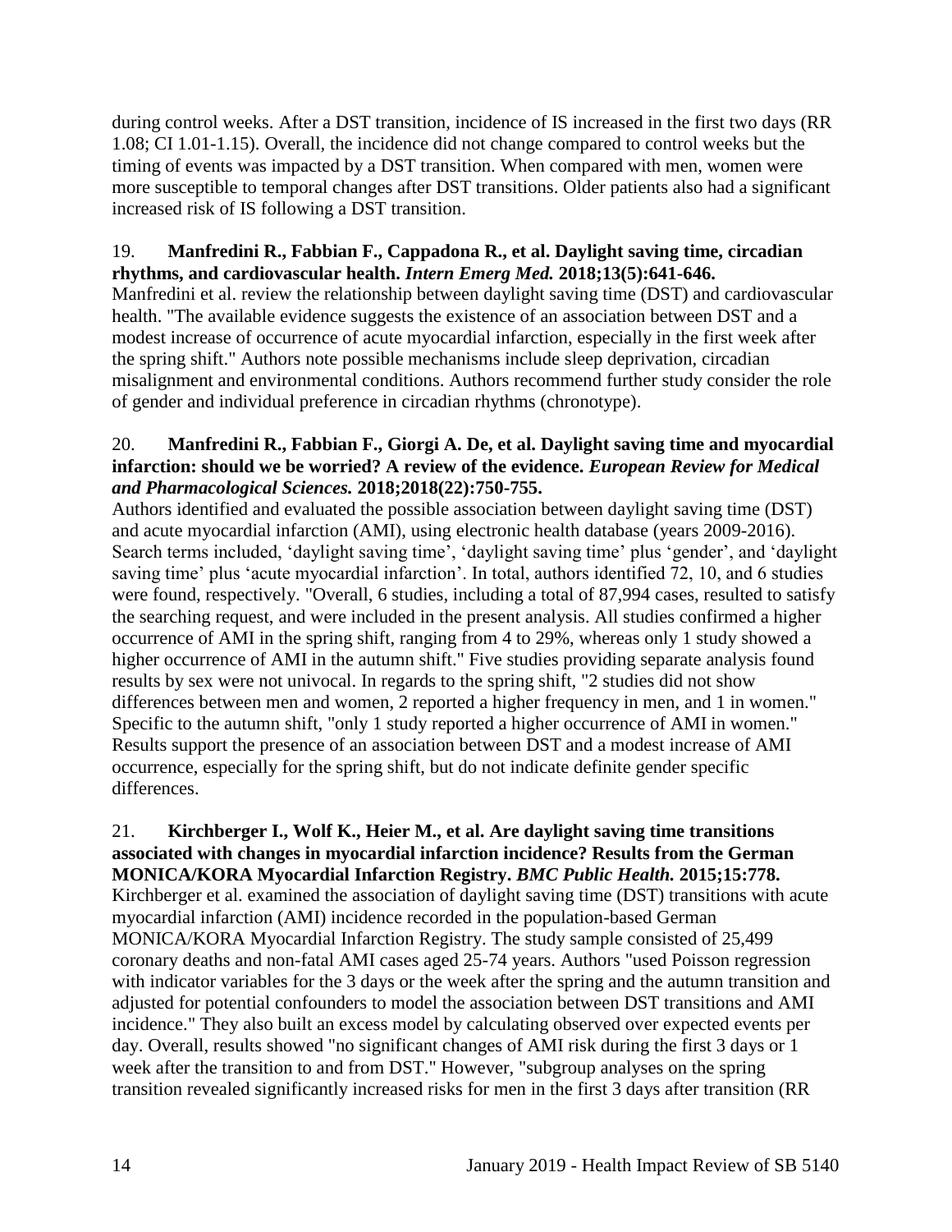during control weeks. After a DST transition, incidence of IS increased in the first two days (RR 1.08; CI 1.01-1.15). Overall, the incidence did not change compared to control weeks but the timing of events was impacted by a DST transition. When compared with men, women were more susceptible to temporal changes after DST transitions. Older patients also had a significant increased risk of IS following a DST transition.

19. **Manfredini R., Fabbian F., Cappadona R., et al. Daylight saving time, circadian rhythms, and cardiovascular health.** ***Intern Emerg Med.*** **2018;13(5):641-646.**
Manfredini et al. review the relationship between daylight saving time (DST) and cardiovascular health. "The available evidence suggests the existence of an association between DST and a modest increase of occurrence of acute myocardial infarction, especially in the first week after the spring shift." Authors note possible mechanisms include sleep deprivation, circadian misalignment and environmental conditions. Authors recommend further study consider the role of gender and individual preference in circadian rhythms (chronotype).

20. **Manfredini R., Fabbian F., Giorgi A. De, et al. Daylight saving time and myocardial infarction: should we be worried? A review of the evidence.** ***European Review for Medical and Pharmacological Sciences.*** **2018;2018(22):750-755.**
Authors identified and evaluated the possible association between daylight saving time (DST) and acute myocardial infarction (AMI), using electronic health database (years 2009-2016). Search terms included, 'daylight saving time', 'daylight saving time' plus 'gender', and 'daylight saving time' plus 'acute myocardial infarction'. In total, authors identified 72, 10, and 6 studies were found, respectively. "Overall, 6 studies, including a total of 87,994 cases, resulted to satisfy the searching request, and were included in the present analysis. All studies confirmed a higher occurrence of AMI in the spring shift, ranging from 4 to 29%, whereas only 1 study showed a higher occurrence of AMI in the autumn shift." Five studies providing separate analysis found results by sex were not univocal. In regards to the spring shift, "2 studies did not show differences between men and women, 2 reported a higher frequency in men, and 1 in women." Specific to the autumn shift, "only 1 study reported a higher occurrence of AMI in women." Results support the presence of an association between DST and a modest increase of AMI occurrence, especially for the spring shift, but do not indicate definite gender specific differences.

21. **Kirchberger I., Wolf K., Heier M., et al. Are daylight saving time transitions associated with changes in myocardial infarction incidence? Results from the German MONICA/KORA Myocardial Infarction Registry.** ***BMC Public Health.*** **2015;15:778.**
Kirchberger et al. examined the association of daylight saving time (DST) transitions with acute myocardial infarction (AMI) incidence recorded in the population-based German MONICA/KORA Myocardial Infarction Registry. The study sample consisted of 25,499 coronary deaths and non-fatal AMI cases aged 25-74 years. Authors "used Poisson regression with indicator variables for the 3 days or the week after the spring and the autumn transition and adjusted for potential confounders to model the association between DST transitions and AMI incidence." They also built an excess model by calculating observed over expected events per day. Overall, results showed "no significant changes of AMI risk during the first 3 days or 1 week after the transition to and from DST." However, "subgroup analyses on the spring transition revealed significantly increased risks for men in the first 3 days after transition (RR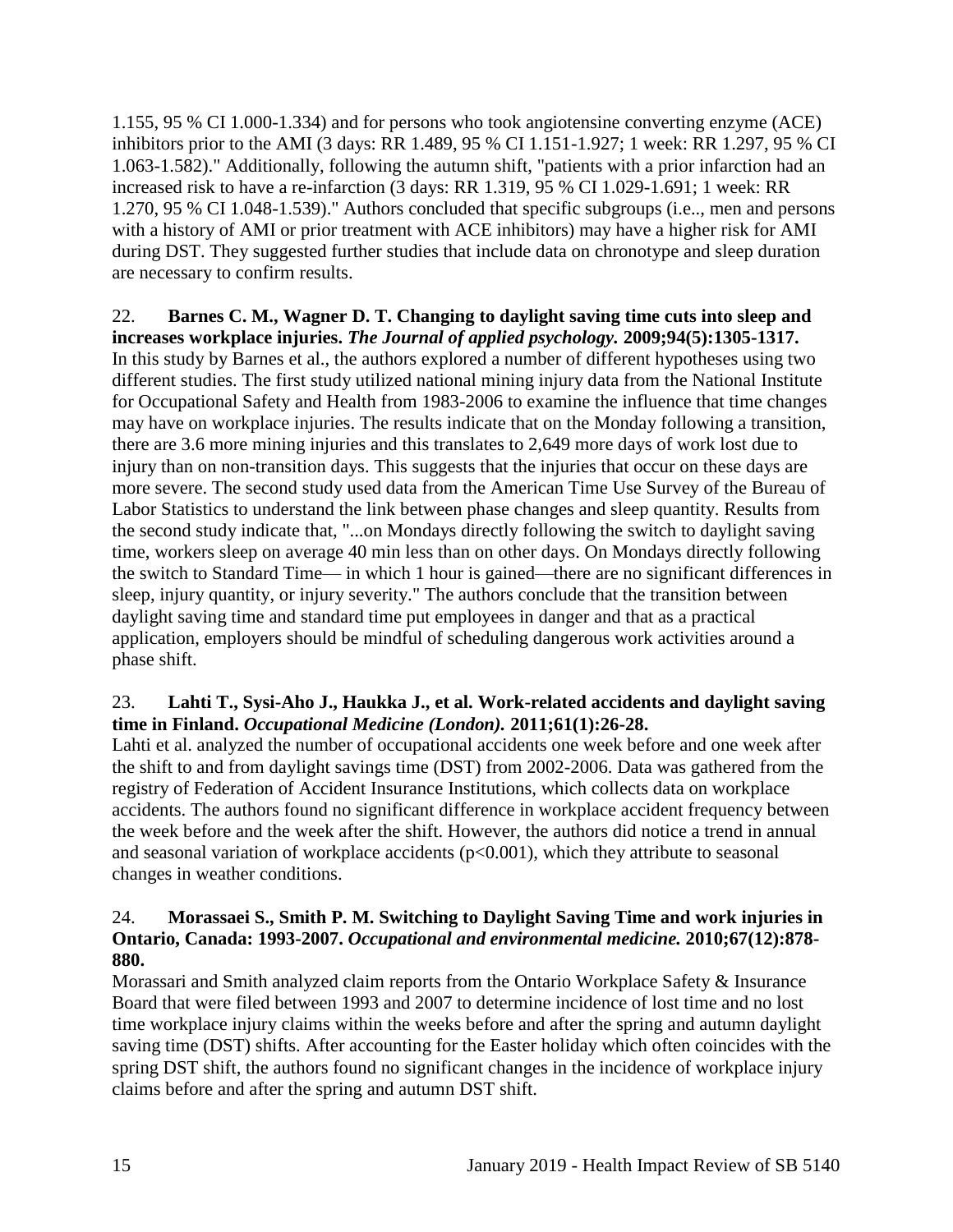1.155, 95 % CI 1.000-1.334) and for persons who took angiotensine converting enzyme (ACE) inhibitors prior to the AMI (3 days: RR 1.489, 95 % CI 1.151-1.927; 1 week: RR 1.297, 95 % CI 1.063-1.582)." Additionally, following the autumn shift, "patients with a prior infarction had an increased risk to have a re-infarction (3 days: RR 1.319, 95 % CI 1.029-1.691; 1 week: RR 1.270, 95 % CI 1.048-1.539)." Authors concluded that specific subgroups (i.e.., men and persons with a history of AMI or prior treatment with ACE inhibitors) may have a higher risk for AMI during DST. They suggested further studies that include data on chronotype and sleep duration are necessary to confirm results.

22. **Barnes C. M., Wagner D. T. Changing to daylight saving time cuts into sleep and increases workplace injuries.** ***The Journal of applied psychology.*** **2009;94(5):1305-1317.**
In this study by Barnes et al., the authors explored a number of different hypotheses using two different studies. The first study utilized national mining injury data from the National Institute for Occupational Safety and Health from 1983-2006 to examine the influence that time changes may have on workplace injuries. The results indicate that on the Monday following a transition, there are 3.6 more mining injuries and this translates to 2,649 more days of work lost due to injury than on non-transition days. This suggests that the injuries that occur on these days are more severe. The second study used data from the American Time Use Survey of the Bureau of Labor Statistics to understand the link between phase changes and sleep quantity. Results from the second study indicate that, "...on Mondays directly following the switch to daylight saving time, workers sleep on average 40 min less than on other days. On Mondays directly following the switch to Standard Time— in which 1 hour is gained—there are no significant differences in sleep, injury quantity, or injury severity." The authors conclude that the transition between daylight saving time and standard time put employees in danger and that as a practical application, employers should be mindful of scheduling dangerous work activities around a phase shift.

23. **Lahti T., Sysi-Aho J., Haukka J., et al. Work-related accidents and daylight saving time in Finland.** ***Occupational Medicine (London).*** **2011;61(1):26-28.**
Lahti et al. analyzed the number of occupational accidents one week before and one week after the shift to and from daylight savings time (DST) from 2002-2006. Data was gathered from the registry of Federation of Accident Insurance Institutions, which collects data on workplace accidents. The authors found no significant difference in workplace accident frequency between the week before and the week after the shift. However, the authors did notice a trend in annual and seasonal variation of workplace accidents ($p<0.001$), which they attribute to seasonal changes in weather conditions.

24. **Morassaei S., Smith P. M. Switching to Daylight Saving Time and work injuries in Ontario, Canada: 1993-2007.** ***Occupational and environmental medicine.*** **2010;67(12):878-880.**
Morassari and Smith analyzed claim reports from the Ontario Workplace Safety & Insurance Board that were filed between 1993 and 2007 to determine incidence of lost time and no lost time workplace injury claims within the weeks before and after the spring and autumn daylight saving time (DST) shifts. After accounting for the Easter holiday which often coincides with the spring DST shift, the authors found no significant changes in the incidence of workplace injury claims before and after the spring and autumn DST shift.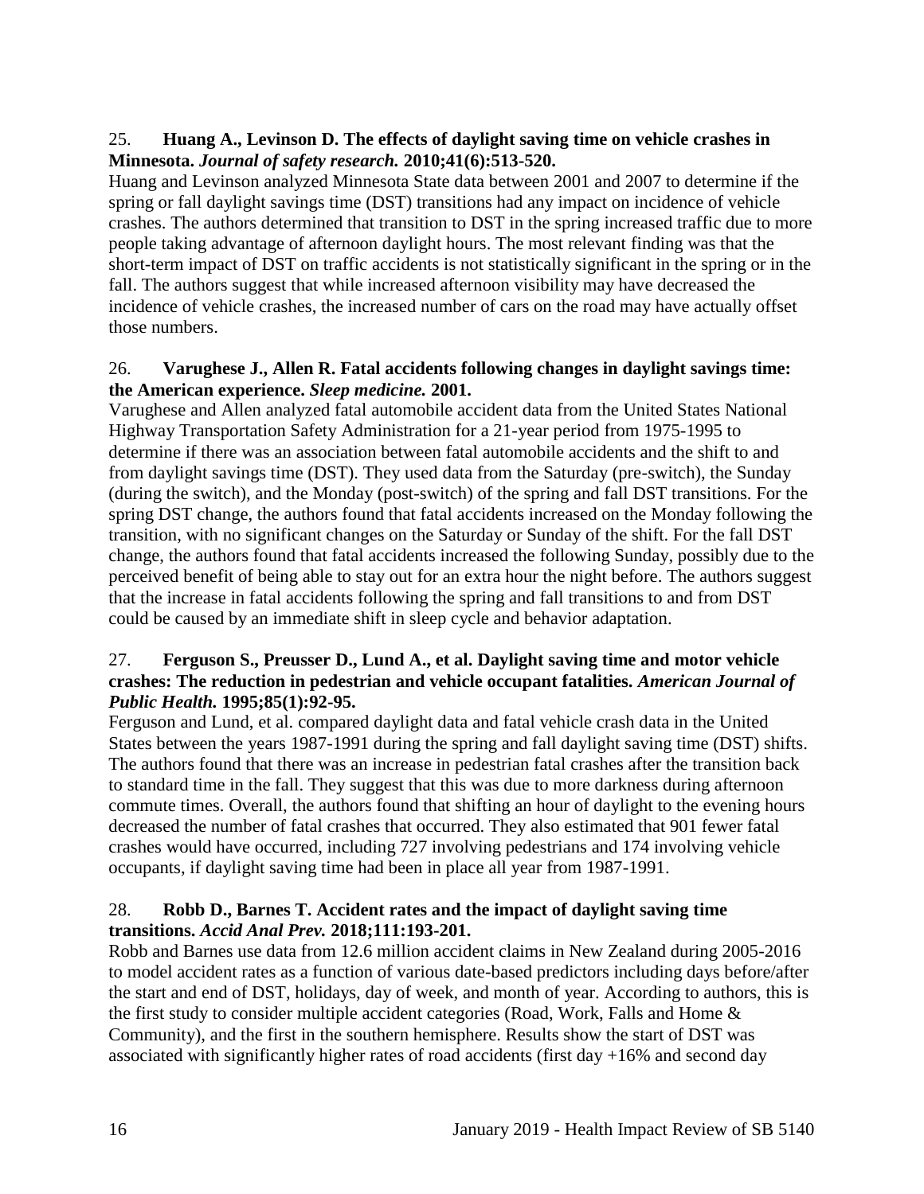25. **Huang A., Levinson D. The effects of daylight saving time on vehicle crashes in Minnesota.** ***Journal of safety research.*** **2010;41(6):513-520.**

Huang and Levinson analyzed Minnesota State data between 2001 and 2007 to determine if the spring or fall daylight savings time (DST) transitions had any impact on incidence of vehicle crashes. The authors determined that transition to DST in the spring increased traffic due to more people taking advantage of afternoon daylight hours. The most relevant finding was that the short-term impact of DST on traffic accidents is not statistically significant in the spring or in the fall. The authors suggest that while increased afternoon visibility may have decreased the incidence of vehicle crashes, the increased number of cars on the road may have actually offset those numbers.

26. **Varughese J., Allen R. Fatal accidents following changes in daylight savings time: the American experience.** ***Sleep medicine.*** **2001.**

Varughese and Allen analyzed fatal automobile accident data from the United States National Highway Transportation Safety Administration for a 21-year period from 1975-1995 to determine if there was an association between fatal automobile accidents and the shift to and from daylight savings time (DST). They used data from the Saturday (pre-switch), the Sunday (during the switch), and the Monday (post-switch) of the spring and fall DST transitions. For the spring DST change, the authors found that fatal accidents increased on the Monday following the transition, with no significant changes on the Saturday or Sunday of the shift. For the fall DST change, the authors found that fatal accidents increased the following Sunday, possibly due to the perceived benefit of being able to stay out for an extra hour the night before. The authors suggest that the increase in fatal accidents following the spring and fall transitions to and from DST could be caused by an immediate shift in sleep cycle and behavior adaptation.

27. **Ferguson S., Preusser D., Lund A., et al. Daylight saving time and motor vehicle crashes: The reduction in pedestrian and vehicle occupant fatalities.** ***American Journal of Public Health.*** **1995;85(1):92-95.**

Ferguson and Lund, et al. compared daylight data and fatal vehicle crash data in the United States between the years 1987-1991 during the spring and fall daylight saving time (DST) shifts. The authors found that there was an increase in pedestrian fatal crashes after the transition back to standard time in the fall. They suggest that this was due to more darkness during afternoon commute times. Overall, the authors found that shifting an hour of daylight to the evening hours decreased the number of fatal crashes that occurred. They also estimated that 901 fewer fatal crashes would have occurred, including 727 involving pedestrians and 174 involving vehicle occupants, if daylight saving time had been in place all year from 1987-1991.

28. **Robb D., Barnes T. Accident rates and the impact of daylight saving time transitions.** ***Accid Anal Prev.*** **2018;111:193-201.**

Robb and Barnes use data from 12.6 million accident claims in New Zealand during 2005-2016 to model accident rates as a function of various date-based predictors including days before/after the start and end of DST, holidays, day of week, and month of year. According to authors, this is the first study to consider multiple accident categories (Road, Work, Falls and Home & Community), and the first in the southern hemisphere. Results show the start of DST was associated with significantly higher rates of road accidents (first day +16% and second day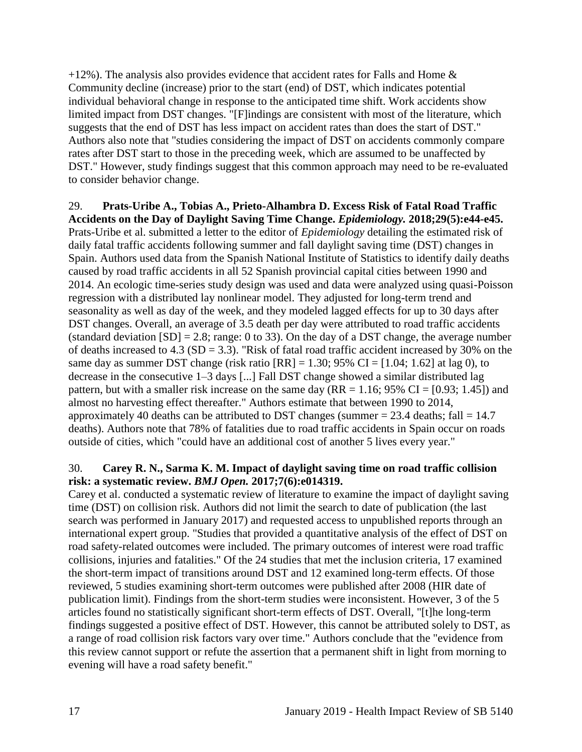+12%). The analysis also provides evidence that accident rates for Falls and Home & Community decline (increase) prior to the start (end) of DST, which indicates potential individual behavioral change in response to the anticipated time shift. Work accidents show limited impact from DST changes. "[F]indings are consistent with most of the literature, which suggests that the end of DST has less impact on accident rates than does the start of DST." Authors also note that "studies considering the impact of DST on accidents commonly compare rates after DST start to those in the preceding week, which are assumed to be unaffected by DST." However, study findings suggest that this common approach may need to be re-evaluated to consider behavior change.

29. **Prats-Uribe A., Tobias A., Prieto-Alhambra D. Excess Risk of Fatal Road Traffic Accidents on the Day of Daylight Saving Time Change.** ***Epidemiology.*** **2018;29(5):e44-e45.**
Prats-Uribe et al. submitted a letter to the editor of *Epidemiology* detailing the estimated risk of daily fatal traffic accidents following summer and fall daylight saving time (DST) changes in Spain. Authors used data from the Spanish National Institute of Statistics to identify daily deaths caused by road traffic accidents in all 52 Spanish provincial capital cities between 1990 and 2014. An ecologic time-series study design was used and data were analyzed using quasi-Poisson regression with a distributed lay nonlinear model. They adjusted for long-term trend and seasonality as well as day of the week, and they modeled lagged effects for up to 30 days after DST changes. Overall, an average of 3.5 death per day were attributed to road traffic accidents (standard deviation [SD] = 2.8; range: 0 to 33). On the day of a DST change, the average number of deaths increased to 4.3 (SD = 3.3). "Risk of fatal road traffic accident increased by 30% on the same day as summer DST change (risk ratio [RR] = 1.30; 95% CI = [1.04; 1.62] at lag 0), to decrease in the consecutive 1–3 days [...] Fall DST change showed a similar distributed lag pattern, but with a smaller risk increase on the same day (RR = 1.16; 95% CI = [0.93; 1.45]) and almost no harvesting effect thereafter." Authors estimate that between 1990 to 2014, approximately 40 deaths can be attributed to DST changes (summer = 23.4 deaths; fall = 14.7 deaths). Authors note that 78% of fatalities due to road traffic accidents in Spain occur on roads outside of cities, which "could have an additional cost of another 5 lives every year."

30. **Carey R. N., Sarma K. M. Impact of daylight saving time on road traffic collision risk: a systematic review.** ***BMJ Open.*** **2017;7(6):e014319.**
Carey et al. conducted a systematic review of literature to examine the impact of daylight saving time (DST) on collision risk. Authors did not limit the search to date of publication (the last search was performed in January 2017) and requested access to unpublished reports through an international expert group. "Studies that provided a quantitative analysis of the effect of DST on road safety-related outcomes were included. The primary outcomes of interest were road traffic collisions, injuries and fatalities." Of the 24 studies that met the inclusion criteria, 17 examined the short-term impact of transitions around DST and 12 examined long-term effects. Of those reviewed, 5 studies examining short-term outcomes were published after 2008 (HIR date of publication limit). Findings from the short-term studies were inconsistent. However, 3 of the 5 articles found no statistically significant short-term effects of DST. Overall, "[t]he long-term findings suggested a positive effect of DST. However, this cannot be attributed solely to DST, as a range of road collision risk factors vary over time." Authors conclude that the "evidence from this review cannot support or refute the assertion that a permanent shift in light from morning to evening will have a road safety benefit."